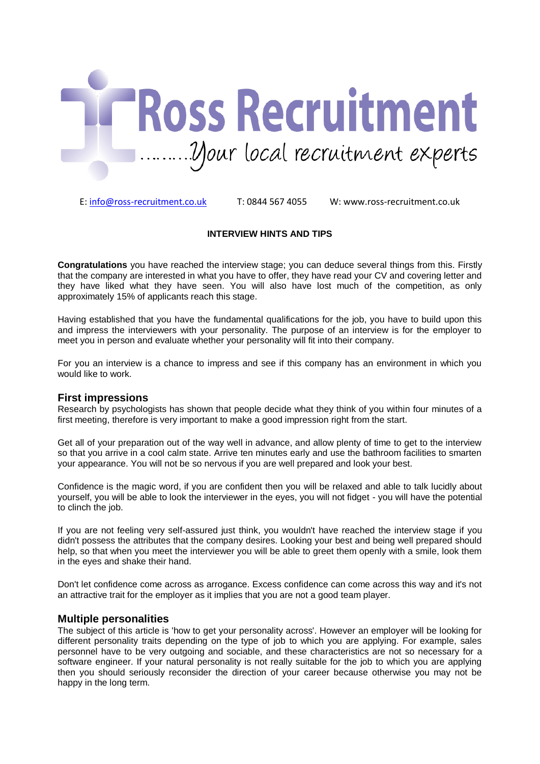# Ross Recruitment

………Your local recruitment experts

E: info@ross-recruitment.co.uk T: 0844 567 4055 W: www.ross-recruitment.co.uk

**INTERVIEW HINTS AND TIPS**

**Congratulations** you have reached the interview stage; you can deduce several things from this. Firstly that the company are interested in what you have to offer, they have read your CV and covering letter and they have liked what they have seen. You will also have lost much of the competition, as only approximately 15% of applicants reach this stage.

Having established that you have the fundamental qualifications for the job, you have to build upon this and impress the interviewers with your personality. The purpose of an interview is for the employer to meet you in person and evaluate whether your personality will fit into their company.

For you an interview is a chance to impress and see if this company has an environment in which you would like to work.

## First impressions

Research by psychologists has shown that people decide what they think of you within four minutes of a first meeting, therefore is very important to make a good impression right from the start.

Get all of your preparation out of the way well in advance, and allow plenty of time to get to the interview so that you arrive in a cool calm state. Arrive ten minutes early and use the bathroom facilities to smarten your appearance. You will not be so nervous if you are well prepared and look your best.

Confidence is the magic word, if you are confident then you will be relaxed and able to talk lucidly about yourself, you will be able to look the interviewer in the eyes, you will not fidget - you will have the potential to clinch the job.

If you are not feeling very self-assured just think, you wouldn't have reached the interview stage if you didn't possess the attributes that the company desires. Looking your best and being well prepared should help, so that when you meet the interviewer you will be able to greet them openly with a smile, look them in the eyes and shake their hand.

Don't let confidence come across as arrogance. Excess confidence can come across this way and it's not an attractive trait for the employer as it implies that you are not a good team player.

## Multiple personalities

The subject of this article is 'how to get your personality across'. However an employer will be looking for different personality traits depending on the type of job to which you are applying. For example, sales personnel have to be very outgoing and sociable, and these characteristics are not so necessary for a software engineer. If your natural personality is not really suitable for the job to which you are applying then you should seriously reconsider the direction of your career because otherwise you may not be happy in the long term.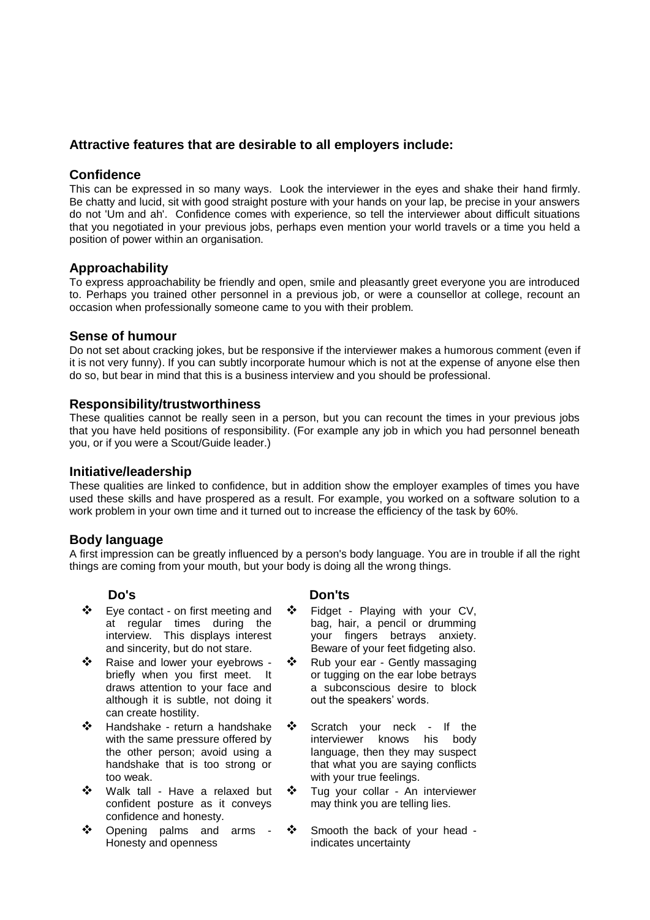### Attractive features that are desirable to all employers include:

### Confidence

This can be expressed in so many ways. Look the interviewer in the eyes and shake their hand firmly. Be chatty and lucid, sit with good straight posture with your hands on your lap, be precise in your answers do not 'Um and ah'. Confidence comes with experience, so tell the interviewer about difficult situations that you negotiated in your previous jobs, perhaps even mention your world travels or a time you held a position of power within an organisation.

### Approachability

To express approachability be friendly and open, smile and pleasantly greet everyone you are introduced to. Perhaps you trained other personnel in a previous job, or were a counsellor at college, recount an occasion when professionally someone came to you with their problem.

### Sense of humour

Do not set about cracking jokes, but be responsive if the interviewer makes a humorous comment (even if it is not very funny). If you can subtly incorporate humour which is not at the expense of anyone else then do so, but bear in mind that this is a business interview and you should be professional.

### Responsibility/trustworthiness

These qualities cannot be really seen in a person, but you can recount the times in your previous jobs that you have held positions of responsibility. (For example any job in which you had personnel beneath you, or if you were a Scout/Guide leader.)

### Initiative/leadership

These qualities are linked to confidence, but in addition show the employer examples of times you have used these skills and have prospered as a result. For example, you worked on a software solution to a work problem in your own time and it turned out to increase the efficiency of the task by 60%.

### Body language

A first impression can be greatly influenced by a person's body language. You are in trouble if all the right things are coming from your mouth, but your body is doing all the wrong things.

**Do's**

- Eye contact - on first meeting and at regular times during the interview. This displays interest and sincerity, but do not stare.
- Raise and lower your eyebrows - briefly when you first meet. It draws attention to your face and although it is subtle, not doing it can create hostility.
- Handshake - return a handshake with the same pressure offered by the other person; avoid using a handshake that is too strong or too weak.
- Walk tall - Have a relaxed but confident posture as it conveys confidence and honesty.
- Opening palms and arms - Honesty and openness

**Don'ts**

- Fidget - Playing with your CV, bag, hair, a pencil or drumming your fingers betrays anxiety. Beware of your feet fidgeting also.
- Rub your ear - Gently massaging or tugging on the ear lobe betrays a subconscious desire to block out the speakers' words.
- Scratch your neck - If the interviewer knows his body language, then they may suspect that what you are saying conflicts with your true feelings.
- Tug your collar - An interviewer may think you are telling lies.
- Smooth the back of your head - indicates uncertainty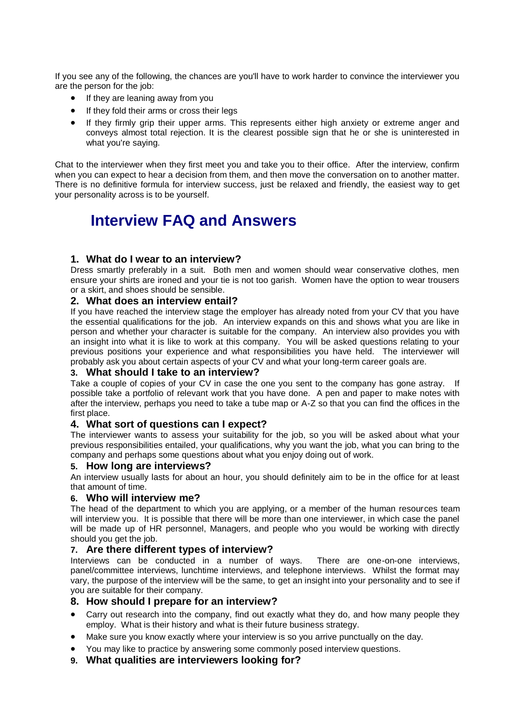If you see any of the following, the chances are you'll have to work harder to convince the interviewer you are the person for the job:

- If they are leaning away from you
- If they fold their arms or cross their legs
- If they firmly grip their upper arms. This represents either high anxiety or extreme anger and conveys almost total rejection. It is the clearest possible sign that he or she is uninterested in what you're saying.

Chat to the interviewer when they first meet you and take you to their office. After the interview, confirm when you can expect to hear a decision from them, and then move the conversation on to another matter. There is no definitive formula for interview success, just be relaxed and friendly, the easiest way to get your personality across is to be yourself.

# Interview FAQ and Answers

### 1. What do I wear to an interview?

Dress smartly preferably in a suit. Both men and women should wear conservative clothes, men ensure your shirts are ironed and your tie is not too garish. Women have the option to wear trousers or a skirt, and shoes should be sensible.

### 2. What does an interview entail?

If you have reached the interview stage the employer has already noted from your CV that you have the essential qualifications for the job. An interview expands on this and shows what you are like in person and whether your character is suitable for the company. An interview also provides you with an insight into what it is like to work at this company. You will be asked questions relating to your previous positions your experience and what responsibilities you have held. The interviewer will probably ask you about certain aspects of your CV and what your long-term career goals are.

### 3. What should I take to an interview?

Take a couple of copies of your CV in case the one you sent to the company has gone astray. If possible take a portfolio of relevant work that you have done. A pen and paper to make notes with after the interview, perhaps you need to take a tube map or A-Z so that you can find the offices in the first place.

### 4. What sort of questions can I expect?

The interviewer wants to assess your suitability for the job, so you will be asked about what your previous responsibilities entailed, your qualifications, why you want the job, what you can bring to the company and perhaps some questions about what you enjoy doing out of work.

### 5. How long are interviews?

An interview usually lasts for about an hour, you should definitely aim to be in the office for at least that amount of time.

### 6. Who will interview me?

The head of the department to which you are applying, or a member of the human resources team will interview you. It is possible that there will be more than one interviewer, in which case the panel will be made up of HR personnel, Managers, and people who you would be working with directly should you get the job.

### 7. Are there different types of interview?

Interviews can be conducted in a number of ways. There are one-on-one interviews, panel/committee interviews, lunchtime interviews, and telephone interviews. Whilst the format may vary, the purpose of the interview will be the same, to get an insight into your personality and to see if you are suitable for their company.

### 8. How should I prepare for an interview?

- Carry out research into the company, find out exactly what they do, and how many people they employ. What is their history and what is their future business strategy.
- Make sure you know exactly where your interview is so you arrive punctually on the day.
- You may like to practice by answering some commonly posed interview questions.

### 9. What qualities are interviewers looking for?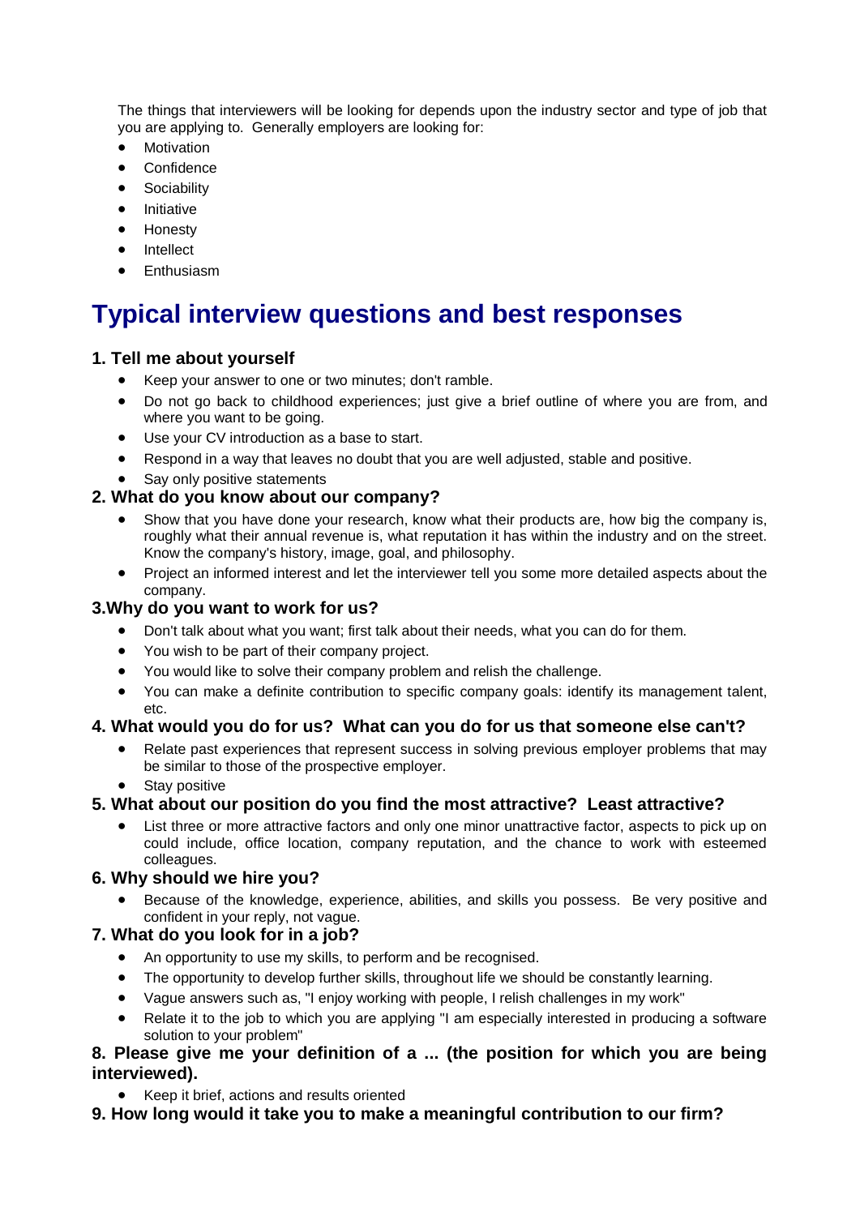The things that interviewers will be looking for depends upon the industry sector and type of job that you are applying to. Generally employers are looking for:

- Motivation
- Confidence
- Sociability
- Initiative
- Honesty
- Intellect
- Enthusiasm

# Typical interview questions and best responses

### 1. Tell me about yourself

- Keep your answer to one or two minutes; don't ramble.
- Do not go back to childhood experiences; just give a brief outline of where you are from, and where you want to be going.
- Use your CV introduction as a base to start.
- Respond in a way that leaves no doubt that you are well adjusted, stable and positive.
- Say only positive statements

### 2. What do you know about our company?

- Show that you have done your research, know what their products are, how big the company is, roughly what their annual revenue is, what reputation it has within the industry and on the street. Know the company's history, image, goal, and philosophy.
- Project an informed interest and let the interviewer tell you some more detailed aspects about the company.

### 3.Why do you want to work for us?

- Don't talk about what you want; first talk about their needs, what you can do for them.
- You wish to be part of their company project.
- You would like to solve their company problem and relish the challenge.
- You can make a definite contribution to specific company goals: identify its management talent, etc.

### 4. What would you do for us? What can you do for us that someone else can't?

- Relate past experiences that represent success in solving previous employer problems that may be similar to those of the prospective employer.
- Stay positive

### 5. What about our position do you find the most attractive? Least attractive?

- List three or more attractive factors and only one minor unattractive factor, aspects to pick up on could include, office location, company reputation, and the chance to work with esteemed colleagues.

### 6. Why should we hire you?

- Because of the knowledge, experience, abilities, and skills you possess. Be very positive and confident in your reply, not vague.

### 7. What do you look for in a job?

- An opportunity to use my skills, to perform and be recognised.
- The opportunity to develop further skills, throughout life we should be constantly learning.
- Vague answers such as, "I enjoy working with people, I relish challenges in my work"
- Relate it to the job to which you are applying "I am especially interested in producing a software solution to your problem"

### 8. Please give me your definition of a ... (the position for which you are being interviewed).

- Keep it brief, actions and results oriented

### 9. How long would it take you to make a meaningful contribution to our firm?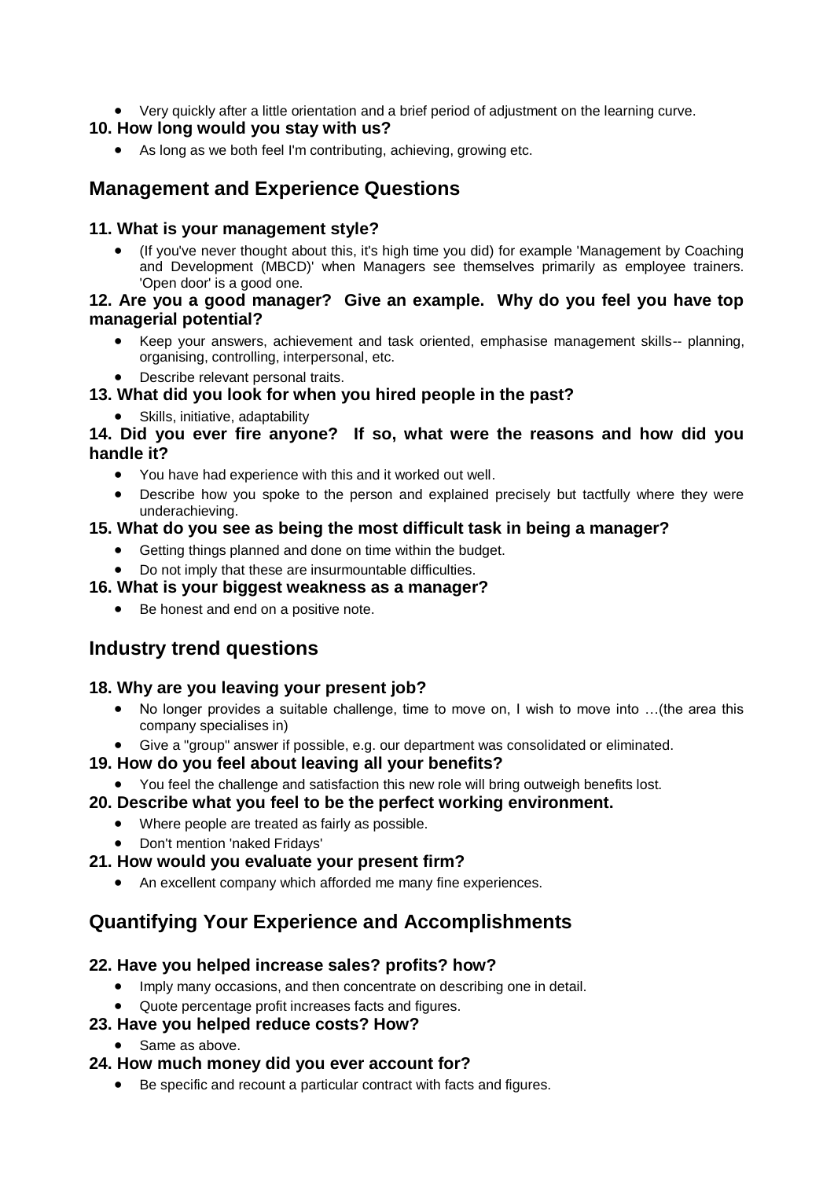- Very quickly after a little orientation and a brief period of adjustment on the learning curve.

### 10. How long would you stay with us?

- As long as we both feel I'm contributing, achieving, growing etc.

## Management and Experience Questions

### 11. What is your management style?

- (If you've never thought about this, it's high time you did) for example 'Management by Coaching and Development (MBCD)' when Managers see themselves primarily as employee trainers. 'Open door' is a good one.

### 12. Are you a good manager? Give an example. Why do you feel you have top managerial potential?

- Keep your answers, achievement and task oriented, emphasise management skills-- planning, organising, controlling, interpersonal, etc.
- Describe relevant personal traits.

### 13. What did you look for when you hired people in the past?

- Skills, initiative, adaptability

### 14. Did you ever fire anyone? If so, what were the reasons and how did you handle it?

- You have had experience with this and it worked out well.
- Describe how you spoke to the person and explained precisely but tactfully where they were underachieving.

### 15. What do you see as being the most difficult task in being a manager?

- Getting things planned and done on time within the budget.
- Do not imply that these are insurmountable difficulties.

### 16. What is your biggest weakness as a manager?

- Be honest and end on a positive note.

## Industry trend questions

### 18. Why are you leaving your present job?

- No longer provides a suitable challenge, time to move on, I wish to move into …(the area this company specialises in)
- Give a "group" answer if possible, e.g. our department was consolidated or eliminated.

### 19. How do you feel about leaving all your benefits?

- You feel the challenge and satisfaction this new role will bring outweigh benefits lost.

### 20. Describe what you feel to be the perfect working environment.

- Where people are treated as fairly as possible.
- Don't mention 'naked Fridays'

### 21. How would you evaluate your present firm?

- An excellent company which afforded me many fine experiences.

## Quantifying Your Experience and Accomplishments

### 22. Have you helped increase sales? profits? how?

- Imply many occasions, and then concentrate on describing one in detail.
- Quote percentage profit increases facts and figures.

### 23. Have you helped reduce costs? How?

- Same as above.

### 24. How much money did you ever account for?

- Be specific and recount a particular contract with facts and figures.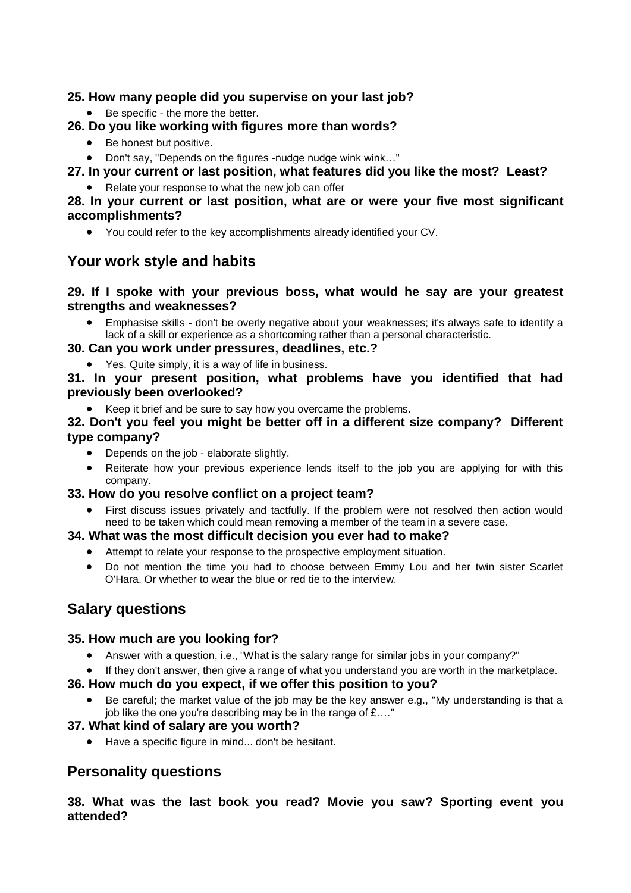**25. How many people did you supervise on your last job?**

- Be specific - the more the better.

**26. Do you like working with figures more than words?**

- Be honest but positive.
- Don't say, "Depends on the figures -nudge nudge wink wink…"

**27. In your current or last position, what features did you like the most? Least?**

- Relate your response to what the new job can offer

**28. In your current or last position, what are or were your five most significant accomplishments?**

- You could refer to the key accomplishments already identified your CV.

## Your work style and habits

**29. If I spoke with your previous boss, what would he say are your greatest strengths and weaknesses?**

- Emphasise skills - don't be overly negative about your weaknesses; it's always safe to identify a lack of a skill or experience as a shortcoming rather than a personal characteristic.

**30. Can you work under pressures, deadlines, etc.?**

- Yes. Quite simply, it is a way of life in business.

**31. In your present position, what problems have you identified that had previously been overlooked?**

- Keep it brief and be sure to say how you overcame the problems.

**32. Don't you feel you might be better off in a different size company? Different type company?**

- Depends on the job - elaborate slightly.
- Reiterate how your previous experience lends itself to the job you are applying for with this company.

**33. How do you resolve conflict on a project team?**

- First discuss issues privately and tactfully. If the problem were not resolved then action would need to be taken which could mean removing a member of the team in a severe case.

**34. What was the most difficult decision you ever had to make?**

- Attempt to relate your response to the prospective employment situation.
- Do not mention the time you had to choose between Emmy Lou and her twin sister Scarlet O'Hara. Or whether to wear the blue or red tie to the interview.

## Salary questions

**35. How much are you looking for?**

- Answer with a question, i.e., "What is the salary range for similar jobs in your company?"
- If they don't answer, then give a range of what you understand you are worth in the marketplace.

**36. How much do you expect, if we offer this position to you?**

- Be careful; the market value of the job may be the key answer e.g., "My understanding is that a job like the one you're describing may be in the range of £…."

**37. What kind of salary are you worth?**

- Have a specific figure in mind... don't be hesitant.

## Personality questions

**38. What was the last book you read? Movie you saw? Sporting event you attended?**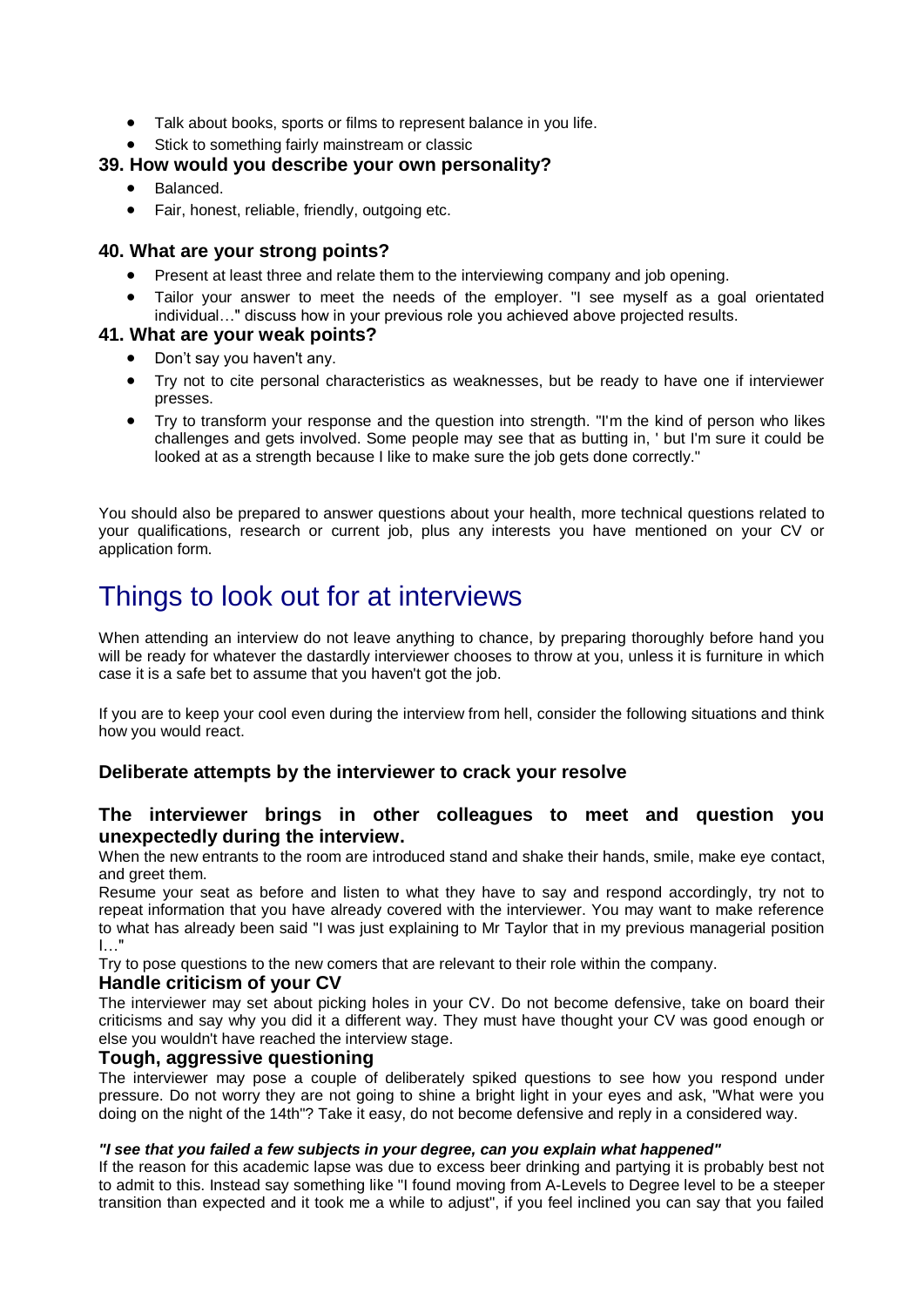- Talk about books, sports or films to represent balance in you life.
- Stick to something fairly mainstream or classic

### 39. How would you describe your own personality?

- Balanced.
- Fair, honest, reliable, friendly, outgoing etc.

### 40. What are your strong points?

- Present at least three and relate them to the interviewing company and job opening.
- Tailor your answer to meet the needs of the employer. "I see myself as a goal orientated individual…" discuss how in your previous role you achieved above projected results.

### 41. What are your weak points?

- Don't say you haven't any.
- Try not to cite personal characteristics as weaknesses, but be ready to have one if interviewer presses.
- Try to transform your response and the question into strength. "I'm the kind of person who likes challenges and gets involved. Some people may see that as butting in, ' but I'm sure it could be looked at as a strength because I like to make sure the job gets done correctly."

You should also be prepared to answer questions about your health, more technical questions related to your qualifications, research or current job, plus any interests you have mentioned on your CV or application form.

# Things to look out for at interviews

When attending an interview do not leave anything to chance, by preparing thoroughly before hand you will be ready for whatever the dastardly interviewer chooses to throw at you, unless it is furniture in which case it is a safe bet to assume that you haven't got the job.

If you are to keep your cool even during the interview from hell, consider the following situations and think how you would react.

### Deliberate attempts by the interviewer to crack your resolve

### The interviewer brings in other colleagues to meet and question you unexpectedly during the interview.

When the new entrants to the room are introduced stand and shake their hands, smile, make eye contact, and greet them.

Resume your seat as before and listen to what they have to say and respond accordingly, try not to repeat information that you have already covered with the interviewer. You may want to make reference to what has already been said "I was just explaining to Mr Taylor that in my previous managerial position I…"

Try to pose questions to the new comers that are relevant to their role within the company.

### Handle criticism of your CV

The interviewer may set about picking holes in your CV. Do not become defensive, take on board their criticisms and say why you did it a different way. They must have thought your CV was good enough or else you wouldn't have reached the interview stage.

### Tough, aggressive questioning

The interviewer may pose a couple of deliberately spiked questions to see how you respond under pressure. Do not worry they are not going to shine a bright light in your eyes and ask, "What were you doing on the night of the 14th"? Take it easy, do not become defensive and reply in a considered way.

***"I see that you failed a few subjects in your degree, can you explain what happened"***

If the reason for this academic lapse was due to excess beer drinking and partying it is probably best not to admit to this. Instead say something like "I found moving from A-Levels to Degree level to be a steeper transition than expected and it took me a while to adjust", if you feel inclined you can say that you failed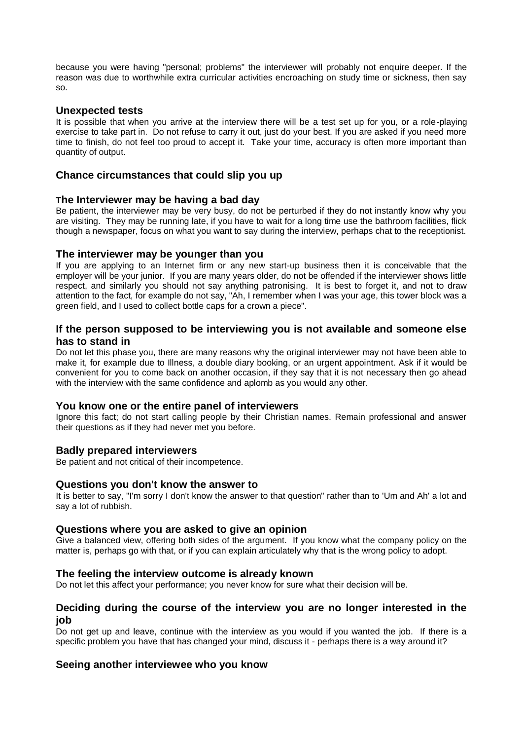because you were having "personal; problems" the interviewer will probably not enquire deeper. If the reason was due to worthwhile extra curricular activities encroaching on study time or sickness, then say so.

### Unexpected tests

It is possible that when you arrive at the interview there will be a test set up for you, or a role-playing exercise to take part in. Do not refuse to carry it out, just do your best. If you are asked if you need more time to finish, do not feel too proud to accept it. Take your time, accuracy is often more important than quantity of output.

## Chance circumstances that could slip you up

### The Interviewer may be having a bad day

Be patient, the interviewer may be very busy, do not be perturbed if they do not instantly know why you are visiting. They may be running late, if you have to wait for a long time use the bathroom facilities, flick though a newspaper, focus on what you want to say during the interview, perhaps chat to the receptionist.

### The interviewer may be younger than you

If you are applying to an Internet firm or any new start-up business then it is conceivable that the employer will be your junior. If you are many years older, do not be offended if the interviewer shows little respect, and similarly you should not say anything patronising. It is best to forget it, and not to draw attention to the fact, for example do not say, "Ah, I remember when I was your age, this tower block was a green field, and I used to collect bottle caps for a crown a piece".

### If the person supposed to be interviewing you is not available and someone else has to stand in

Do not let this phase you, there are many reasons why the original interviewer may not have been able to make it, for example due to Illness, a double diary booking, or an urgent appointment. Ask if it would be convenient for you to come back on another occasion, if they say that it is not necessary then go ahead with the interview with the same confidence and aplomb as you would any other.

### You know one or the entire panel of interviewers

Ignore this fact; do not start calling people by their Christian names. Remain professional and answer their questions as if they had never met you before.

### Badly prepared interviewers

Be patient and not critical of their incompetence.

### Questions you don't know the answer to

It is better to say, "I'm sorry I don't know the answer to that question" rather than to 'Um and Ah' a lot and say a lot of rubbish.

### Questions where you are asked to give an opinion

Give a balanced view, offering both sides of the argument. If you know what the company policy on the matter is, perhaps go with that, or if you can explain articulately why that is the wrong policy to adopt.

### The feeling the interview outcome is already known

Do not let this affect your performance; you never know for sure what their decision will be.

### Deciding during the course of the interview you are no longer interested in the job

Do not get up and leave, continue with the interview as you would if you wanted the job. If there is a specific problem you have that has changed your mind, discuss it - perhaps there is a way around it?

### Seeing another interviewee who you know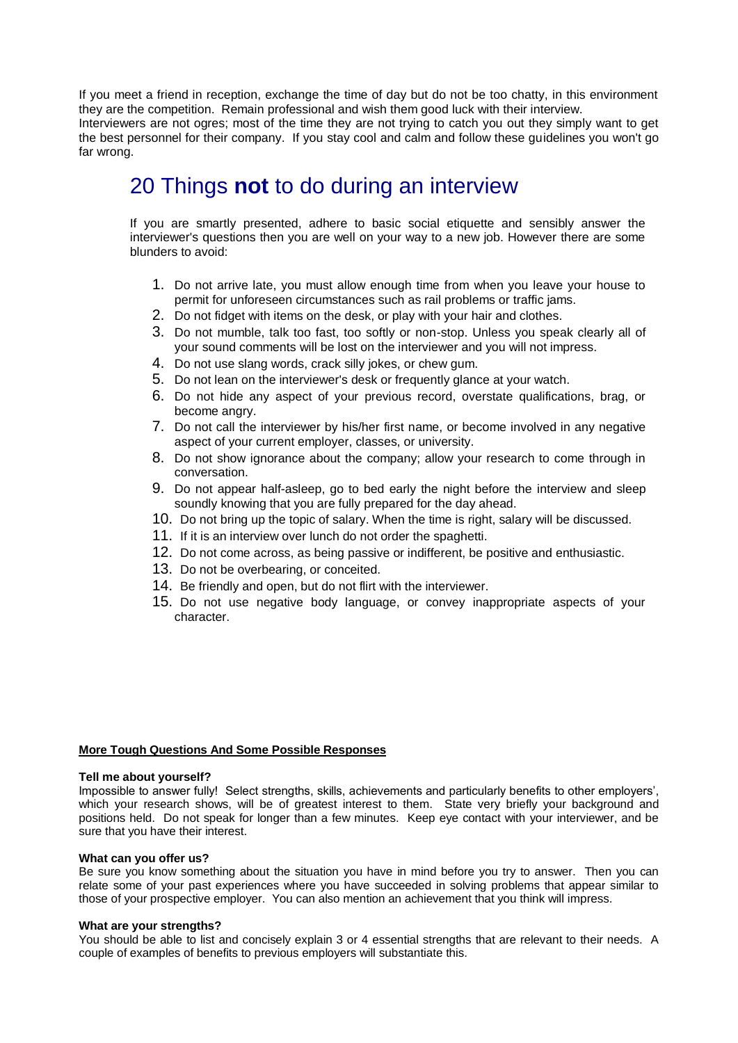If you meet a friend in reception, exchange the time of day but do not be too chatty, in this environment they are the competition. Remain professional and wish them good luck with their interview.
Interviewers are not ogres; most of the time they are not trying to catch you out they simply want to get the best personnel for their company. If you stay cool and calm and follow these guidelines you won't go far wrong.

## 20 Things **not** to do during an interview

If you are smartly presented, adhere to basic social etiquette and sensibly answer the interviewer's questions then you are well on your way to a new job. However there are some blunders to avoid:

1. Do not arrive late, you must allow enough time from when you leave your house to permit for unforeseen circumstances such as rail problems or traffic jams.
2. Do not fidget with items on the desk, or play with your hair and clothes.
3. Do not mumble, talk too fast, too softly or non-stop. Unless you speak clearly all of your sound comments will be lost on the interviewer and you will not impress.
4. Do not use slang words, crack silly jokes, or chew gum.
5. Do not lean on the interviewer's desk or frequently glance at your watch.
6. Do not hide any aspect of your previous record, overstate qualifications, brag, or become angry.
7. Do not call the interviewer by his/her first name, or become involved in any negative aspect of your current employer, classes, or university.
8. Do not show ignorance about the company; allow your research to come through in conversation.
9. Do not appear half-asleep, go to bed early the night before the interview and sleep soundly knowing that you are fully prepared for the day ahead.
10. Do not bring up the topic of salary. When the time is right, salary will be discussed.
11. If it is an interview over lunch do not order the spaghetti.
12. Do not come across, as being passive or indifferent, be positive and enthusiastic.
13. Do not be overbearing, or conceited.
14. Be friendly and open, but do not flirt with the interviewer.
15. Do not use negative body language, or convey inappropriate aspects of your character.

**More Tough Questions And Some Possible Responses**

**Tell me about yourself?**
Impossible to answer fully! Select strengths, skills, achievements and particularly benefits to other employers', which your research shows, will be of greatest interest to them. State very briefly your background and positions held. Do not speak for longer than a few minutes. Keep eye contact with your interviewer, and be sure that you have their interest.

**What can you offer us?**
Be sure you know something about the situation you have in mind before you try to answer. Then you can relate some of your past experiences where you have succeeded in solving problems that appear similar to those of your prospective employer. You can also mention an achievement that you think will impress.

**What are your strengths?**
You should be able to list and concisely explain 3 or 4 essential strengths that are relevant to their needs. A couple of examples of benefits to previous employers will substantiate this.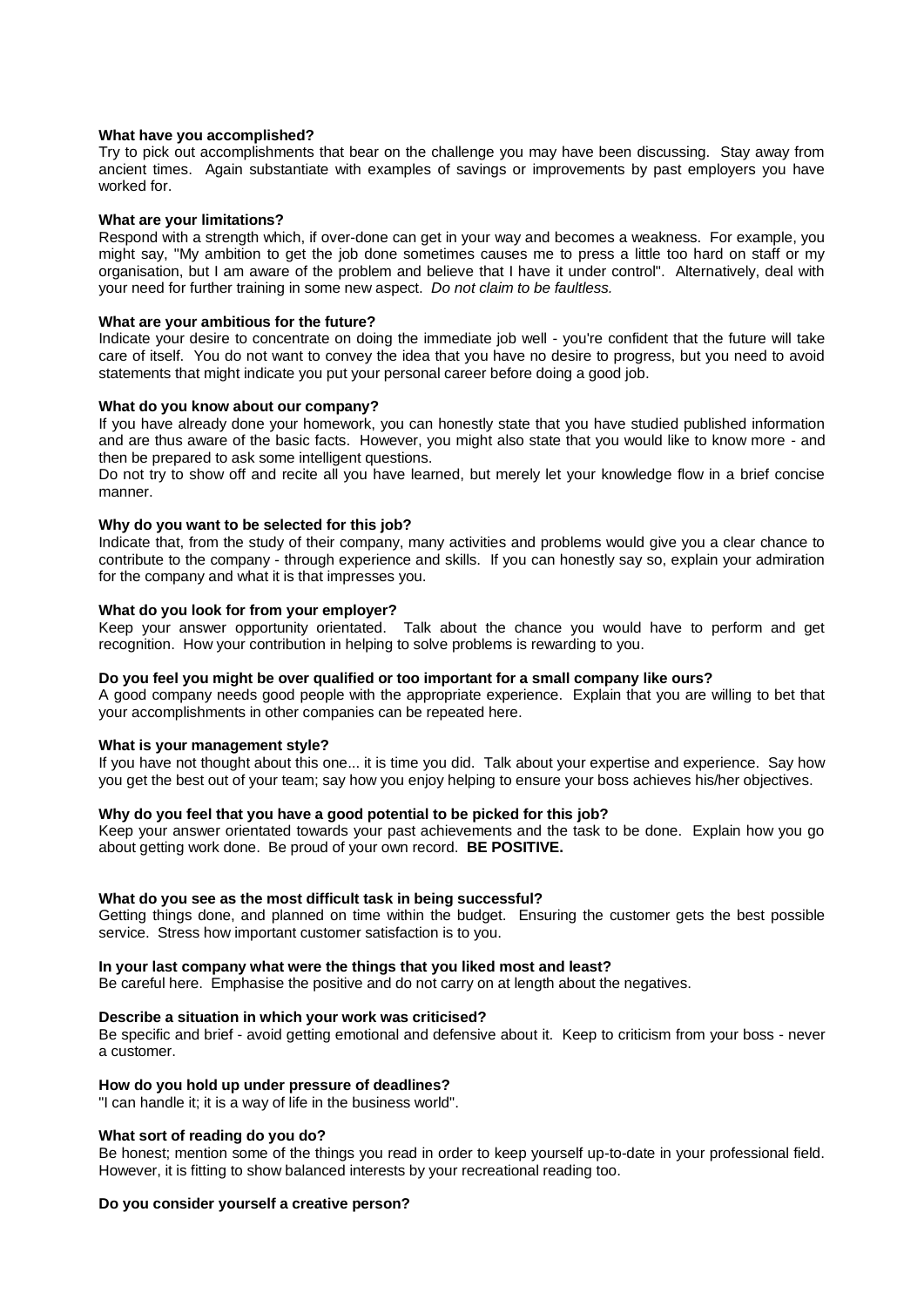**What have you accomplished?**
Try to pick out accomplishments that bear on the challenge you may have been discussing. Stay away from ancient times. Again substantiate with examples of savings or improvements by past employers you have worked for.

**What are your limitations?**
Respond with a strength which, if over-done can get in your way and becomes a weakness. For example, you might say, "My ambition to get the job done sometimes causes me to press a little too hard on staff or my organisation, but I am aware of the problem and believe that I have it under control". Alternatively, deal with your need for further training in some new aspect. *Do not claim to be faultless.*

**What are your ambitious for the future?**
Indicate your desire to concentrate on doing the immediate job well - you're confident that the future will take care of itself. You do not want to convey the idea that you have no desire to progress, but you need to avoid statements that might indicate you put your personal career before doing a good job.

**What do you know about our company?**
If you have already done your homework, you can honestly state that you have studied published information and are thus aware of the basic facts. However, you might also state that you would like to know more - and then be prepared to ask some intelligent questions.
Do not try to show off and recite all you have learned, but merely let your knowledge flow in a brief concise manner.

**Why do you want to be selected for this job?**
Indicate that, from the study of their company, many activities and problems would give you a clear chance to contribute to the company - through experience and skills. If you can honestly say so, explain your admiration for the company and what it is that impresses you.

**What do you look for from your employer?**
Keep your answer opportunity orientated. Talk about the chance you would have to perform and get recognition. How your contribution in helping to solve problems is rewarding to you.

**Do you feel you might be over qualified or too important for a small company like ours?**
A good company needs good people with the appropriate experience. Explain that you are willing to bet that your accomplishments in other companies can be repeated here.

**What is your management style?**
If you have not thought about this one... it is time you did. Talk about your expertise and experience. Say how you get the best out of your team; say how you enjoy helping to ensure your boss achieves his/her objectives.

**Why do you feel that you have a good potential to be picked for this job?**
Keep your answer orientated towards your past achievements and the task to be done. Explain how you go about getting work done. Be proud of your own record. **BE POSITIVE.**

**What do you see as the most difficult task in being successful?**
Getting things done, and planned on time within the budget. Ensuring the customer gets the best possible service. Stress how important customer satisfaction is to you.

**In your last company what were the things that you liked most and least?**
Be careful here. Emphasise the positive and do not carry on at length about the negatives.

**Describe a situation in which your work was criticised?**
Be specific and brief - avoid getting emotional and defensive about it. Keep to criticism from your boss - never a customer.

**How do you hold up under pressure of deadlines?**
"I can handle it; it is a way of life in the business world".

**What sort of reading do you do?**
Be honest; mention some of the things you read in order to keep yourself up-to-date in your professional field. However, it is fitting to show balanced interests by your recreational reading too.

**Do you consider yourself a creative person?**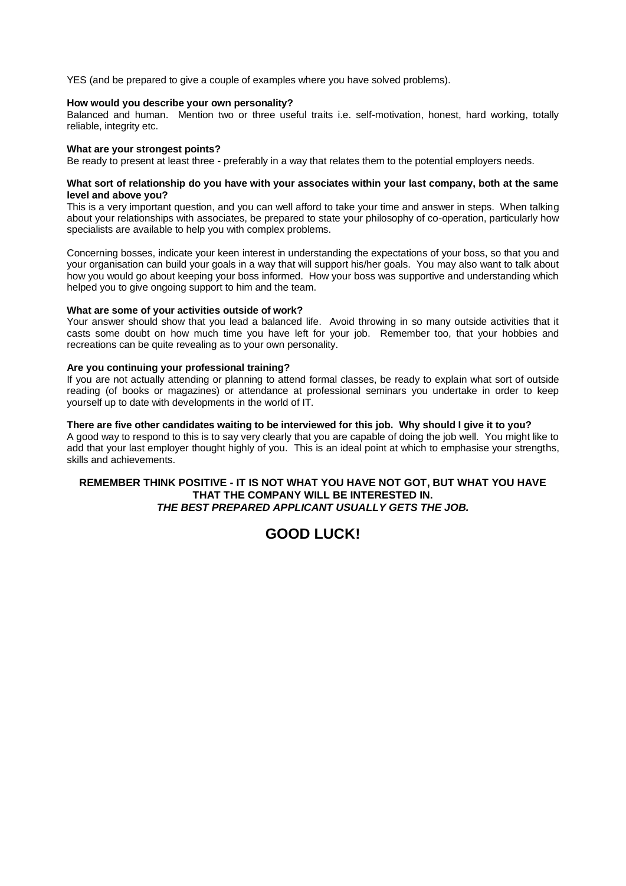YES (and be prepared to give a couple of examples where you have solved problems).

**How would you describe your own personality?**
Balanced and human. Mention two or three useful traits i.e. self-motivation, honest, hard working, totally reliable, integrity etc.

**What are your strongest points?**
Be ready to present at least three - preferably in a way that relates them to the potential employers needs.

**What sort of relationship do you have with your associates within your last company, both at the same level and above you?**
This is a very important question, and you can well afford to take your time and answer in steps. When talking about your relationships with associates, be prepared to state your philosophy of co-operation, particularly how specialists are available to help you with complex problems.

Concerning bosses, indicate your keen interest in understanding the expectations of your boss, so that you and your organisation can build your goals in a way that will support his/her goals. You may also want to talk about how you would go about keeping your boss informed. How your boss was supportive and understanding which helped you to give ongoing support to him and the team.

**What are some of your activities outside of work?**
Your answer should show that you lead a balanced life. Avoid throwing in so many outside activities that it casts some doubt on how much time you have left for your job. Remember too, that your hobbies and recreations can be quite revealing as to your own personality.

**Are you continuing your professional training?**
If you are not actually attending or planning to attend formal classes, be ready to explain what sort of outside reading (of books or magazines) or attendance at professional seminars you undertake in order to keep yourself up to date with developments in the world of IT.

**There are five other candidates waiting to be interviewed for this job. Why should I give it to you?**
A good way to respond to this is to say very clearly that you are capable of doing the job well. You might like to add that your last employer thought highly of you. This is an ideal point at which to emphasise your strengths, skills and achievements.

**REMEMBER THINK POSITIVE - IT IS NOT WHAT YOU HAVE NOT GOT, BUT WHAT YOU HAVE THAT THE COMPANY WILL BE INTERESTED IN.**
***THE BEST PREPARED APPLICANT USUALLY GETS THE JOB.***

## GOOD LUCK!